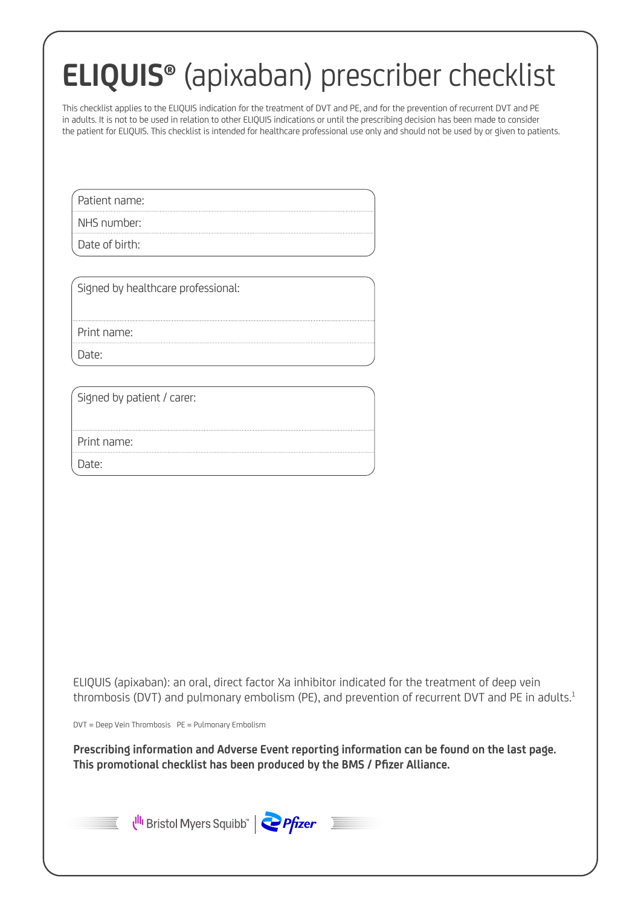# **ELIQUIS®** (apixaban) prescriber checklist

This checklist applies to the ELIQUIS indication for the treatment of DVT and PE, and for the prevention of recurrent DVT and PE in adults. It is not to be used in relation to other ELIQUIS indications or until the prescribing decision has been made to consider the patient for ELIQUIS. This checklist is intended for healthcare professional use only and should not be used by or given to patients.

| |
|---|
| Patient name: |
| NHS number: |
| Date of birth: |

| |
|---|
| Signed by healthcare professional: |
| Print name: |
| Date: |

| |
|---|
| Signed by patient / carer: |
| Print name: |
| Date: |

ELIQUIS (apixaban): an oral, direct factor Xa inhibitor indicated for the treatment of deep vein thrombosis (DVT) and pulmonary embolism (PE), and prevention of recurrent DVT and PE in adults.[1]

DVT = Deep Vein Thrombosis PE = Pulmonary Embolism

**Prescribing information and Adverse Event reporting information can be found on the last page.**
**This promotional checklist has been produced by the BMS / Pfizer Alliance.**

Bristol Myers Squibb™ | Pfizer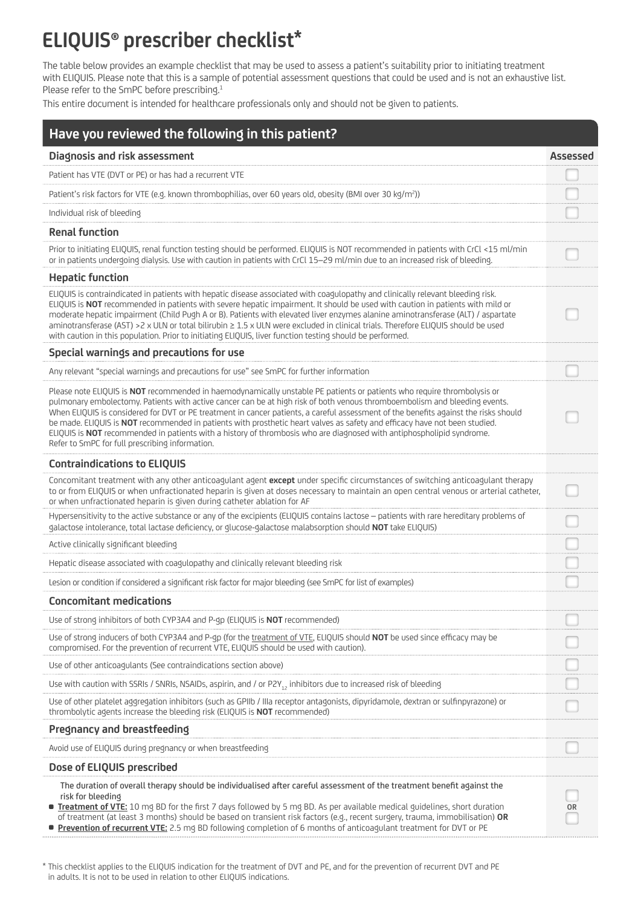# ELIQUIS® prescriber checklist*

The table below provides an example checklist that may be used to assess a patient's suitability prior to initiating treatment with ELIQUIS. Please note that this is a sample of potential assessment questions that could be used and is not an exhaustive list. Please refer to the SmPC before prescribing.[1]

This entire document is intended for healthcare professionals only and should not be given to patients.

## Have you reviewed the following in this patient?

| Diagnosis and risk assessment | Assessed |
|---|---|
| Patient has VTE (DVT or PE) or has had a recurrent VTE | ☐ |
| Patient's risk factors for VTE (e.g. known thrombophilias, over 60 years old, obesity (BMI over 30 kg/m$^2$)) | ☐ |
| Individual risk of bleeding | ☐ |
| **Renal function** | |
| Prior to initiating ELIQUIS, renal function testing should be performed. ELIQUIS is NOT recommended in patients with CrCl <15 ml/min or in patients undergoing dialysis. Use with caution in patients with CrCl 15–29 ml/min due to an increased risk of bleeding. | ☐ |
| **Hepatic function** | |
| ELIQUIS is contraindicated in patients with hepatic disease associated with coagulopathy and clinically relevant bleeding risk. ELIQUIS is **NOT** recommended in patients with severe hepatic impairment. It should be used with caution in patients with mild or moderate hepatic impairment (Child Pugh A or B). Patients with elevated liver enzymes alanine aminotransferase (ALT) / aspartate aminotransferase (AST) >2 x ULN or total bilirubin ≥ 1.5 x ULN were excluded in clinical trials. Therefore ELIQUIS should be used with caution in this population. Prior to initiating ELIQUIS, liver function testing should be performed. | ☐ |
| **Special warnings and precautions for use** | |
| Any relevant "special warnings and precautions for use" see SmPC for further information | ☐ |
| Please note ELIQUIS is **NOT** recommended in haemodynamically unstable PE patients or patients who require thrombolysis or pulmonary embolectomy. Patients with active cancer can be at high risk of both venous thromboembolism and bleeding events. When ELIQUIS is considered for DVT or PE treatment in cancer patients, a careful assessment of the benefits against the risks should be made. ELIQUIS is **NOT** recommended in patients with prosthetic heart valves as safety and efficacy have not been studied. ELIQUIS is **NOT** recommended in patients with a history of thrombosis who are diagnosed with antiphospholipid syndrome. Refer to SmPC for full prescribing information. | ☐ |
| **Contraindications to ELIQUIS** | |
| Concomitant treatment with any other anticoagulant agent **except** under specific circumstances of switching anticoagulant therapy to or from ELIQUIS or when unfractionated heparin is given at doses necessary to maintain an open central venous or arterial catheter, or when unfractionated heparin is given during catheter ablation for AF | ☐ |
| Hypersensitivity to the active substance or any of the excipients (ELIQUIS contains lactose – patients with rare hereditary problems of galactose intolerance, total lactase deficiency, or glucose-galactose malabsorption should **NOT** take ELIQUIS) | ☐ |
| Active clinically significant bleeding | ☐ |
| Hepatic disease associated with coagulopathy and clinically relevant bleeding risk | ☐ |
| Lesion or condition if considered a significant risk factor for major bleeding (see SmPC for list of examples) | ☐ |
| **Concomitant medications** | |
| Use of strong inhibitors of both CYP3A4 and P-gp (ELIQUIS is **NOT** recommended) | ☐ |
| Use of strong inducers of both CYP3A4 and P-gp (for the treatment of VTE, ELIQUIS should **NOT** be used since efficacy may be compromised. For the prevention of recurrent VTE, ELIQUIS should be used with caution). | ☐ |
| Use of other anticoagulants (See contraindications section above) | ☐ |
| Use with caution with SSRIs / SNRIs, NSAIDs, aspirin, and / or $P2Y_{12}$ inhibitors due to increased risk of bleeding | ☐ |
| Use of other platelet aggregation inhibitors (such as GPIIb / IIIa receptor antagonists, dipyridamole, dextran or sulfinpyrazone) or thrombolytic agents increase the bleeding risk (ELIQUIS is **NOT** recommended) | ☐ |
| **Pregnancy and breastfeeding** | |
| Avoid use of ELIQUIS during pregnancy or when breastfeeding | ☐ |
| **Dose of ELIQUIS prescribed** | |
| The duration of overall therapy should be individualised after careful assessment of the treatment benefit against the risk for bleeding<br>■ **Treatment of VTE:** 10 mg BD for the first 7 days followed by 5 mg BD. As per available medical guidelines, short duration of treatment (at least 3 months) should be based on transient risk factors (e.g., recent surgery, trauma, immobilisation) **OR**<br>■ **Prevention of recurrent VTE:** 2.5 mg BD following completion of 6 months of anticoagulant treatment for DVT or PE | ☐ OR ☐ |

* This checklist applies to the ELIQUIS indication for the treatment of DVT and PE, and for the prevention of recurrent DVT and PE in adults. It is not to be used in relation to other ELIQUIS indications.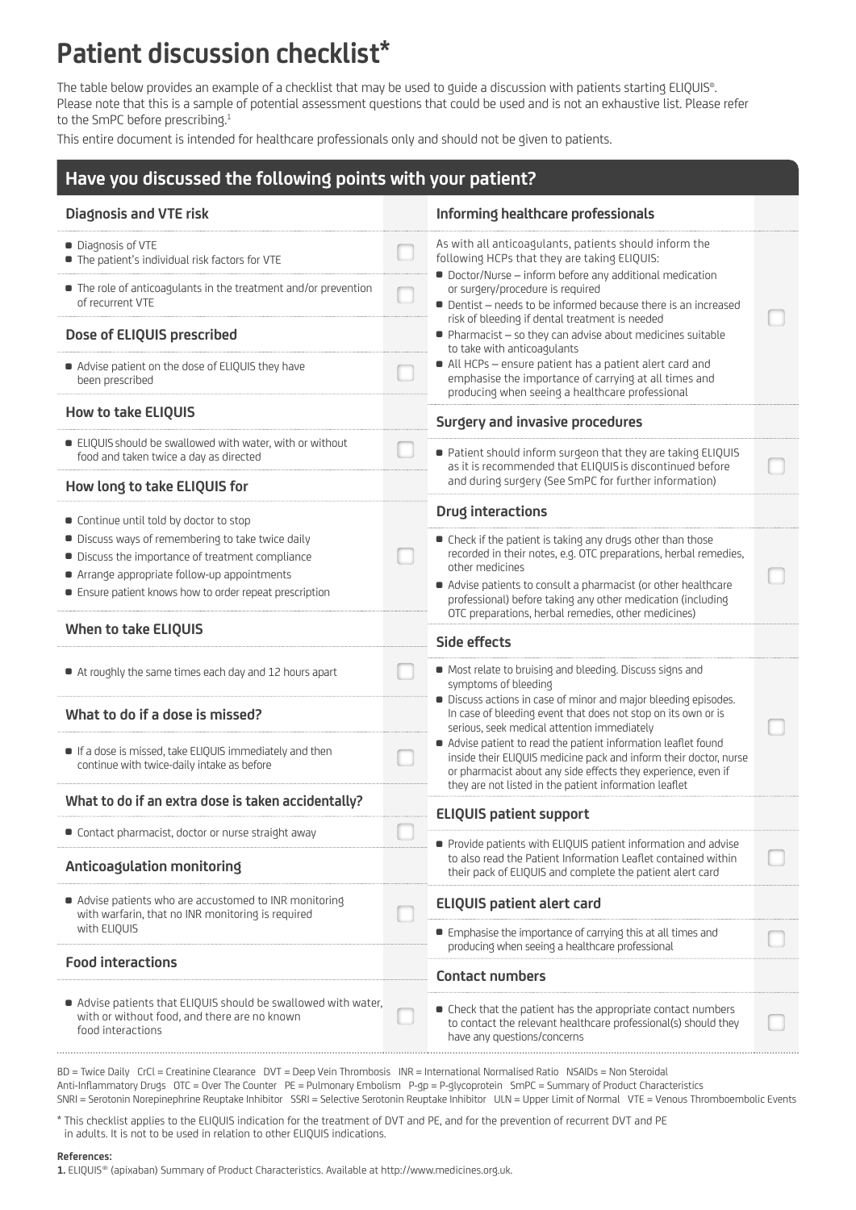# Patient discussion checklist*

The table below provides an example of a checklist that may be used to guide a discussion with patients starting ELIQUIS®. Please note that this is a sample of potential assessment questions that could be used and is not an exhaustive list. Please refer to the SmPC before prescribing.[1]

This entire document is intended for healthcare professionals only and should not be given to patients.

## Have you discussed the following points with your patient?

### Diagnosis and VTE risk

- Diagnosis of VTE
- The patient's individual risk factors for VTE ☐

- The role of anticoagulants in the treatment and/or prevention of recurrent VTE ☐

### Dose of ELIQUIS prescribed

- Advise patient on the dose of ELIQUIS they have been prescribed ☐

### How to take ELIQUIS

- ELIQUIS should be swallowed with water, with or without food and taken twice a day as directed ☐

### How long to take ELIQUIS for

- Continue until told by doctor to stop
- Discuss ways of remembering to take twice daily
- Discuss the importance of treatment compliance
- Arrange appropriate follow-up appointments
- Ensure patient knows how to order repeat prescription ☐

### When to take ELIQUIS

- At roughly the same times each day and 12 hours apart ☐

### What to do if a dose is missed?

- If a dose is missed, take ELIQUIS immediately and then continue with twice-daily intake as before ☐

### What to do if an extra dose is taken accidentally?

- Contact pharmacist, doctor or nurse straight away ☐

### Anticoagulation monitoring

- Advise patients who are accustomed to INR monitoring with warfarin, that no INR monitoring is required with ELIQUIS ☐

### Food interactions

- Advise patients that ELIQUIS should be swallowed with water, with or without food, and there are no known food interactions ☐

### Informing healthcare professionals

As with all anticoagulants, patients should inform the following HCPs that they are taking ELIQUIS:

- Doctor/Nurse – inform before any additional medication or surgery/procedure is required
- Dentist – needs to be informed because there is an increased risk of bleeding if dental treatment is needed
- Pharmacist – so they can advise about medicines suitable to take with anticoagulants
- All HCPs – ensure patient has a patient alert card and emphasise the importance of carrying at all times and producing when seeing a healthcare professional ☐

### Surgery and invasive procedures

- Patient should inform surgeon that they are taking ELIQUIS as it is recommended that ELIQUIS is discontinued before and during surgery (See SmPC for further information) ☐

### Drug interactions

- Check if the patient is taking any drugs other than those recorded in their notes, e.g. OTC preparations, herbal remedies, other medicines
- Advise patients to consult a pharmacist (or other healthcare professional) before taking any other medication (including OTC preparations, herbal remedies, other medicines) ☐

### Side effects

- Most relate to bruising and bleeding. Discuss signs and symptoms of bleeding
- Discuss actions in case of minor and major bleeding episodes. In case of bleeding event that does not stop on its own or is serious, seek medical attention immediately
- Advise patient to read the patient information leaflet found inside their ELIQUIS medicine pack and inform their doctor, nurse or pharmacist about any side effects they experience, even if they are not listed in the patient information leaflet ☐

### ELIQUIS patient support

- Provide patients with ELIQUIS patient information and advise to also read the Patient Information Leaflet contained within their pack of ELIQUIS and complete the patient alert card ☐

### ELIQUIS patient alert card

- Emphasise the importance of carrying this at all times and producing when seeing a healthcare professional ☐

### Contact numbers

- Check that the patient has the appropriate contact numbers to contact the relevant healthcare professional(s) should they have any questions/concerns ☐

BD = Twice Daily CrCl = Creatinine Clearance DVT = Deep Vein Thrombosis INR = International Normalised Ratio NSAIDs = Non Steroidal Anti-Inflammatory Drugs OTC = Over The Counter PE = Pulmonary Embolism P-gp = P-glycoprotein SmPC = Summary of Product Characteristics SNRI = Serotonin Norepinephrine Reuptake Inhibitor SSRI = Selective Serotonin Reuptake Inhibitor ULN = Upper Limit of Normal VTE = Venous Thromboembolic Events

\* This checklist applies to the ELIQUIS indication for the treatment of DVT and PE, and for the prevention of recurrent DVT and PE in adults. It is not to be used in relation to other ELIQUIS indications.

**References:**

**1.** ELIQUIS® (apixaban) Summary of Product Characteristics. Available at http://www.medicines.org.uk.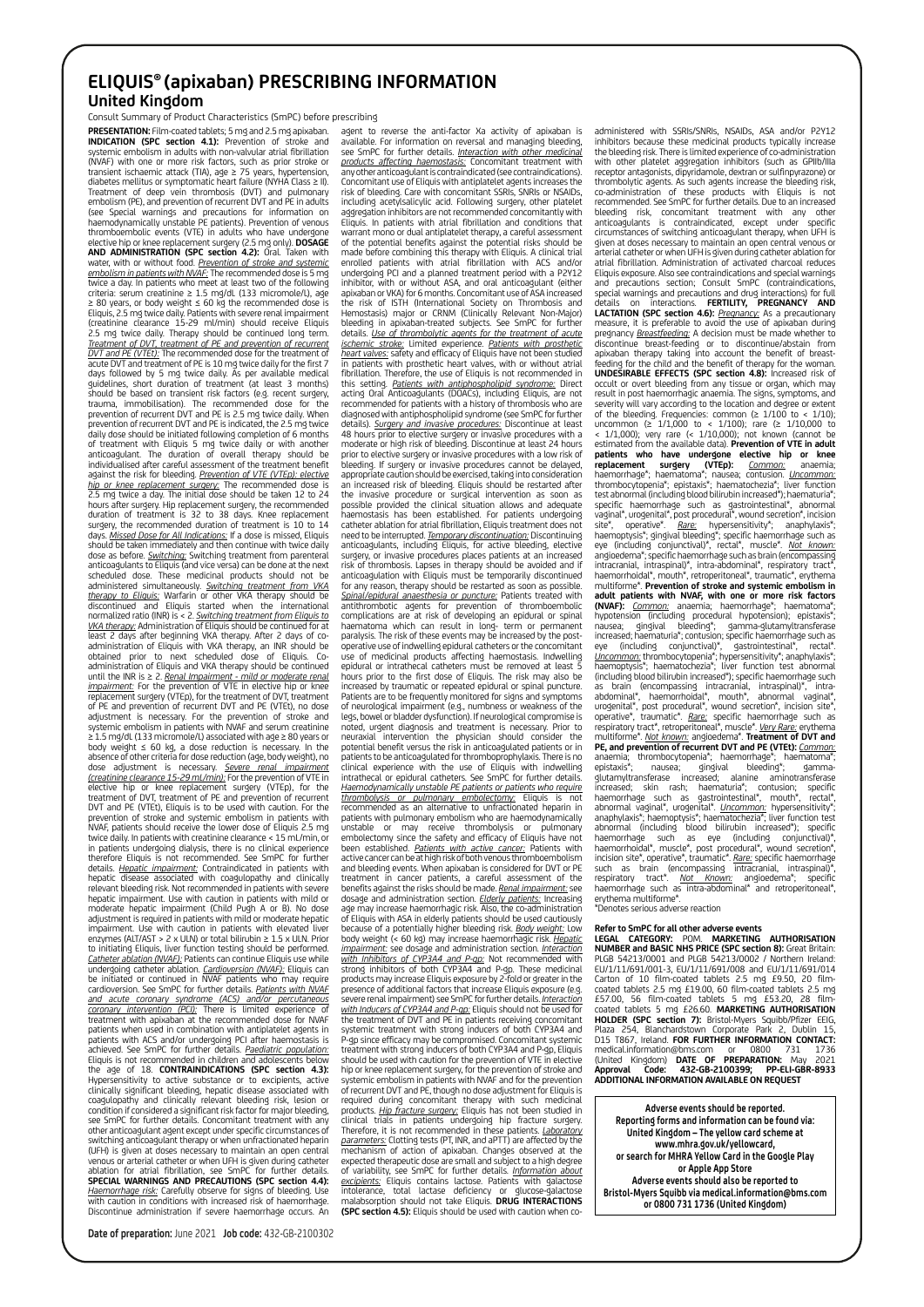# ELIQUIS® (apixaban) PRESCRIBING INFORMATION

## United Kingdom

Consult Summary of Product Characteristics (SmPC) before prescribing

**PRESENTATION:** Film-coated tablets; 5 mg and 2.5 mg apixaban. **INDICATION (SPC section 4.1):** Prevention of stroke and systemic embolism in adults with non-valvular atrial fibrillation (NVAF) with one or more risk factors, such as prior stroke or transient ischaemic attack (TIA), age ≥ 75 years, hypertension, diabetes mellitus or symptomatic heart failure (NYHA Class ≥ II). Treatment of deep vein thrombosis (DVT) and pulmonary embolism (PE), and prevention of recurrent DVT and PE in adults (see Special warnings and precautions for information on haemodynamically unstable PE patients). Prevention of venous thromboembolic events (VTE) in adults who have undergone elective hip or knee replacement surgery (2.5 mg only). **DOSAGE AND ADMINISTRATION (SPC section 4.2):** Oral. Taken with water, with or without food. *Prevention of stroke and systemic embolism in patients with NVAF:* The recommended dose is 5 mg twice a day. In patients who meet at least two of the following criteria: serum creatinine ≥ 1.5 mg/dL (133 micromole/L), age ≥ 80 years, or body weight ≤ 60 kg the recommended dose is Eliquis, 2.5 mg twice daily. Patients with severe renal impairment (creatinine clearance 15-29 ml/min) should receive Eliquis 2.5 mg twice daily. Therapy should be continued long term. *Treatment of DVT, treatment of PE and prevention of recurrent DVT and PE (VTEt):* The recommended dose for the treatment of acute DVT and treatment of PE is 10 mg twice daily for the first 7 days followed by 5 mg twice daily. As per available medical guidelines, short duration of treatment (at least 3 months) should be based on transient risk factors (e.g. recent surgery, trauma, immobilisation). The recommended dose for the prevention of recurrent DVT and PE is 2.5 mg twice daily. When prevention of recurrent DVT and PE is indicated, the 2.5 mg twice daily dose should be initiated following completion of 6 months of treatment with Eliquis 5 mg twice daily or with another anticoagulant. The duration of overall therapy should be individualised after careful assessment of the treatment benefit against the risk for bleeding. *Prevention of VTE (VTEp): elective hip or knee replacement surgery:* The recommended dose is 2.5 mg twice a day. The initial dose should be taken 12 to 24 hours after surgery. Hip replacement surgery, the recommended duration of treatment is 32 to 38 days. Knee replacement surgery, the recommended duration of treatment is 10 to 14 days. *Missed Dose for All Indications:* If a dose is missed, Eliquis should be taken immediately and then continue with twice daily dose as before. *Switching:* Switching treatment from parenteral anticoagulants to Eliquis (and vice versa) can be done at the next scheduled dose. These medicinal products should not be administered simultaneously. *Switching treatment from VKA therapy to Eliquis:* Warfarin or other VKA therapy should be discontinued and Eliquis started when the international normalized ratio (INR) is < 2. *Switching treatment from Eliquis to VKA therapy:* Administration of Eliquis should be continued for at least 2 days after beginning VKA therapy. After 2 days of co-administration of Eliquis with VKA therapy, an INR should be obtained prior to next scheduled dose of Eliquis. Co-administration of Eliquis and VKA therapy should be continued until the INR is ≥ 2. *Renal Impairment - mild or moderate renal impairment:* For the prevention of VTE in elective hip or knee replacement surgery (VTEp), for the treatment of DVT, treatment of PE and prevention of recurrent DVT and PE (VTEt), no dose adjustment is necessary. For the prevention of stroke and systemic embolism in patients with NVAF and serum creatinine ≥ 1.5 mg/dL (133 micromole/L) associated with age ≥ 80 years or body weight ≤ 60 kg, a dose reduction is necessary. In the absence of other criteria for dose reduction (age, body weight), no dose adjustment is necessary. *Severe renal impairment (creatinine clearance 15-29 mL/min):* For the prevention of VTE in elective hip or knee replacement surgery (VTEp), for the treatment of DVT, treatment of PE and prevention of recurrent DVT and PE (VTEt), Eliquis is to be used with caution. For the prevention of stroke and systemic embolism in patients with NVAF, patients should receive the lower dose of Eliquis 2.5 mg twice daily. In patients with creatinine clearance < 15 mL/min, or in patients undergoing dialysis, there is no clinical experience therefore Eliquis is not recommended. See SmPC for further details. *Hepatic impairment:* Contraindicated in patients with hepatic disease associated with coagulopathy and clinically relevant bleeding risk. Not recommended in patients with severe hepatic impairment. Use with caution in patients with mild or moderate hepatic impairment (Child Pugh A or B). No dose adjustment is required in patients with mild or moderate hepatic impairment. Use with caution in patients with elevated liver enzymes (ALT/AST > 2 x ULN) or total bilirubin ≥ 1.5 x ULN. Prior to initiating Eliquis, liver function testing should be performed. *Catheter ablation (NVAF):* Patients can continue Eliquis use while undergoing catheter ablation. *Cardioversion (NVAF):* Eliquis can be initiated or continued in NVAF patients who may require cardioversion. See SmPC for further details. *Patients with NVAF and acute coronary syndrome (ACS) and/or percutaneous coronary intervention (PCI):* There is limited experience of treatment with apixaban at the recommended dose for NVAF patients when used in combination with antiplatelet agents in patients with ACS and/or undergoing PCI after haemostasis is achieved. See SmPC for further details. *Paediatric population:* Eliquis is not recommended in children and adolescents below the age of 18. **CONTRAINDICATIONS (SPC section 4.3):** Hypersensitivity to active substance or to excipients, active clinically significant bleeding, hepatic disease associated with coagulopathy and clinically relevant bleeding risk, lesion or condition if considered a significant risk factor for major bleeding, see SmPC for further details. Concomitant treatment with any other anticoagulant agent except under specific circumstances of switching anticoagulant therapy or when unfractionated heparin (UFH) is given at doses necessary to maintain an open central venous or arterial catheter or when UFH is given during catheter ablation for atrial fibrillation, see SmPC for further details. **SPECIAL WARNINGS AND PRECAUTIONS (SPC section 4.4):** *Haemorrhage risk:* Carefully observe for signs of bleeding. Use with caution in conditions with increased risk of haemorrhage. Discontinue administration if severe haemorrhage occurs. An agent to reverse the anti-factor Xa activity of apixaban is available. For information on reversal and managing bleeding, see SmPC for further details. *Interaction with other medicinal products affecting haemostasis:* Concomitant treatment with any other anticoagulant is contraindicated (see contraindications). Concomitant use of Eliquis with antiplatelet agents increases the risk of bleeding. Care with concomitant SSRIs, SNRIs or NSAIDs, including acetylsalicylic acid. Following surgery, other platelet aggregation inhibitors are not recommended concomitantly with Eliquis. In patients with atrial fibrillation and conditions that warrant mono or dual antiplatelet therapy, a careful assessment of the potential benefits against the potential risks should be made before combining this therapy with Eliquis. A clinical trial enrolled patients with atrial fibrillation with ACS and/or undergoing PCI and a planned treatment period with a P2Y12 inhibitor, with or without ASA, and oral anticoagulant (either apixaban or VKA) for 6 months. Concomitant use of ASA increased the risk of ISTH (International Society on Thrombosis and Hemostasis) major or CRNM (Clinically Relevant Non-Major) bleeding in apixaban-treated subjects. See SmPC for further details. *Use of thrombolytic agents for the treatment of acute ischemic stroke:* Limited experience. *Patients with prosthetic heart valves:* safety and efficacy of Eliquis have not been studied in patients with prosthetic heart valves, with or without atrial fibrillation. Therefore, the use of Eliquis is not recommended in this setting. *Patients with antiphospholipid syndrome:* Direct acting Oral Anticoagulants (DOACs), including Eliquis, are not recommended for patients with a history of thrombosis who are diagnosed with antiphospholipid syndrome (see SmPC for further details). *Surgery and invasive procedures:* Discontinue at least 48 hours prior to elective surgery or invasive procedures with a moderate or high risk of bleeding. Discontinue at least 24 hours prior to elective surgery or invasive procedures with a low risk of bleeding. If surgery or invasive procedures cannot be delayed, appropriate caution should be exercised, taking into consideration an increased risk of bleeding. Eliquis should be restarted after the invasive procedure or surgical intervention as soon as possible provided the clinical situation allows and adequate haemostasis has been established. For patients undergoing catheter ablation for atrial fibrillation, Eliquis treatment does not need to be interrupted. *Temporary discontinuation:* Discontinuing anticoagulants, including Eliquis, for active bleeding, elective surgery, or invasive procedures places patients at an increased risk of thrombosis. Lapses in therapy should be avoided and if anticoagulation with Eliquis must be temporarily discontinued for any reason, therapy should be restarted as soon as possible. *Spinal/epidural anaesthesia or puncture:* Patients treated with antithrombotic agents for prevention of thromboembolic complications are at risk of developing an epidural or spinal haematoma which can result in long- term or permanent paralysis. The risk of these events may be increased by the post-operative use of indwelling epidural catheters or the concomitant use of medicinal products affecting haemostasis. Indwelling epidural or intrathecal catheters must be removed at least 5 hours prior to the first dose of Eliquis. The risk may also be increased by traumatic or repeated epidural or spinal puncture. Patients are to be frequently monitored for signs and symptoms of neurological impairment (e.g., numbness or weakness of the legs, bowel or bladder dysfunction). If neurological compromise is noted, urgent diagnosis and treatment is necessary. Prior to neuraxial intervention the physician should consider the potential benefit versus the risk in anticoagulated patients or in patients to be anticoagulated for thromboprophylaxis. There is no clinical experience with the use of Eliquis with indwelling intrathecal or epidural catheters. See SmPC for further details. *Haemodynamically unstable PE patients or patients who require thrombolysis or pulmonary embolectomy:* Eliquis is not recommended as an alternative to unfractionated heparin in patients with pulmonary embolism who are haemodynamically unstable or may receive thrombolysis or pulmonary embolectomy since the safety and efficacy of Eliquis have not been established. *Patients with active cancer:* Patients with active cancer can be at high risk of both venous thromboembolism and bleeding events. When apixaban is considered for DVT or PE treatment in cancer patients, a careful assessment of the benefits against the risks should be made. *Renal impairment:* see dosage and administration section. *Elderly patients:* Increasing age may increase haemorrhagic risk. Also, the co-administration of Eliquis with ASA in elderly patients should be used cautiously because of a potentially higher bleeding risk. *Body weight:* Low body weight (< 60 kg) may increase haemorrhagic risk. *Hepatic impairment:* see dosage and administration section. *Interaction with Inhibitors of CYP3A4 and P-gp:* Not recommended with strong inhibitors of both CYP3A4 and P-gp. These medicinal products may increase Eliquis exposure by 2-fold or greater in the presence of additional factors that increase Eliquis exposure (e.g. severe renal impairment) see SmPC for further details. *Interaction with Inducers of CYP3A4 and P-gp:* Eliquis should not be used for the treatment of DVT and PE in patients receiving concomitant systemic treatment with strong inducers of both CYP3A4 and P-gp since efficacy may be compromised. Concomitant systemic treatment with strong inducers of both CYP3A4 and P-gp, Eliquis should be used with caution for the prevention of VTE in elective hip or knee replacement surgery, for the prevention of stroke and systemic embolism in patients with NVAF and for the prevention of recurrent DVT and PE, though no dose adjustment for Eliquis is required during concomitant therapy with such medicinal products. *Hip fracture surgery:* Eliquis has not been studied in clinical trials in patients undergoing hip fracture surgery. Therefore, it is not recommended in these patients. *Laboratory parameters:* Clotting tests (PT, INR, and aPTT) are affected by the mechanism of action of apixaban. Changes observed at the expected therapeutic dose are small and subject to a high degree of variability, see SmPC for further details. *Information about excipients:* Eliquis contains lactose. Patients with galactose intolerance, total lactase deficiency or glucose-galactose malabsorption should not take Eliquis. **DRUG INTERACTIONS (SPC section 4.5):** Eliquis should be used with caution when co-administered with SSRIs/SNRIs, NSAIDs, ASA and/or P2Y12 inhibitors because these medicinal products typically increase the bleeding risk. There is limited experience of co-administration with other platelet aggregation inhibitors (such as GPIIb/IIIa receptor antagonists, dipyridamole, dextran or sulfinpyrazone) or thrombolytic agents. As such agents increase the bleeding risk, co-administration of these products with Eliquis is not recommended. See SmPC for further details. Due to an increased bleeding risk, concomitant treatment with any other anticoagulants is contraindicated, except under specific circumstances of switching anticoagulant therapy, when UFH is given at doses necessary to maintain an open central venous or arterial catheter or when UFH is given during catheter ablation for atrial fibrillation. Administration of activated charcoal reduces Eliquis exposure. Also see contraindications and special warnings and precautions section; Consult SmPC (contraindications, special warnings and precautions and drug interactions) for full details on interactions. **FERTILITY, PREGNANCY AND LACTATION (SPC section 4.6):** *Pregnancy:* As a precautionary measure, it is preferable to avoid the use of apixaban during pregnancy *Breastfeeding:* A decision must be made whether to discontinue breast-feeding or to discontinue/abstain from apixaban therapy taking into account the benefit of breast-feeding for the child and the benefit of therapy for the woman. **UNDESIRABLE EFFECTS (SPC section 4.8):** Increased risk of occult or overt bleeding from any tissue or organ, which may result in post haemorrhagic anaemia. The signs, symptoms, and severity will vary according to the location and degree or extent of the bleeding. Frequencies: common (≥ 1/100 to < 1/10); uncommon (≥ 1/1,000 to < 1/100); rare (≥ 1/10,000 to < 1/1,000); very rare (< 1/10,000); not known (cannot be estimated from the available data). **Prevention of VTE in adult patients who have undergone elective hip or knee replacement surgery (VTEp):** *Common:* anaemia; haemorrhage\*; haematoma\*; nausea; contusion. *Uncommon:* thrombocytopenia\*; epistaxis\*; haematochezia\*; liver function test abnormal (including blood bilirubin increased\*); haematuria\*; specific haemorrhage such as gastrointestinal\*, abnormal vaginal\*, urogenital\*, post procedural\*, wound secretion\*, incision site\*, operative\*. *Rare:* hypersensitivity\*; anaphylaxis\*; haemoptysis\*; gingival bleeding\*; specific haemorrhage such as eye (including conjunctival)\*, rectal\*, muscle\*. *Not known:* angioedema\*; specific haemorrhage such as brain (encompassing intracranial, intraspinal)\*, intra-abdominal\*, respiratory tract\*, haemorrhoidal\*, mouth\*, retroperitoneal\*, traumatic\*, erythema multiforme\*. **Prevention of stroke and systemic embolism in adult patients with NVAF, with one or more risk factors (NVAF):** *Common:* anaemia; haemorrhage\*; haematoma\*; hypotension (including procedural hypotension); epistaxis\*; nausea; gingival bleeding\*; gamma-glutamyltransferase increased; haematuria\*; contusion; specific haemorrhage such as eye (including conjunctival)\*, gastrointestinal\*, rectal\*. *Uncommon:* thrombocytopenia\*; hypersensitivity\*; anaphylaxis\*; haemoptysis\*; haematochezia\*; liver function test abnormal (including blood bilirubin increased\*); specific haemorrhage such as brain (encompassing intracranial, intraspinal)\*, intra-abdominal\*, haemorrhoidal\*, mouth\*, abnormal vaginal\*, urogenital\*, post procedural\*, wound secretion\*, incision site\*, operative\*, traumatic\*. *Rare:* specific haemorrhage such as respiratory tract\*, retroperitoneal\*, muscle\*. *Very Rare:* erythema multiforme\*. *Not known:* angioedema\*. **Treatment of DVT and PE, and prevention of recurrent DVT and PE (VTEt):** *Common:* anaemia; thrombocytopenia\*; haemorrhage\*; haematoma\*; epistaxis\*; nausea; gingival bleeding\*; gamma-glutamyltransferase increased; alanine aminotransferase increased; skin rash; haematuria\*; contusion; specific haemorrhage such as gastrointestinal\*, mouth\*, rectal\*, abnormal vaginal\*, urogenital\*. *Uncommon:* hypersensitivity\*; anaphylaxis\*; haemoptysis\*; haematochezia\*; liver function test abnormal (including blood bilirubin increased\*); specific haemorrhage such as eye (including conjunctival)\*, haemorrhoidal\*, muscle\*, post procedural\*, wound secretion\*, incision site\*, operative\*, traumatic\*. *Rare:* specific haemorrhage such as brain (encompassing intracranial, intraspinal)\*, respiratory tract\*. *Not Known:* angioedema\*; specific haemorrhage such as intra-abdominal\* and retroperitoneal\*, erythema multiforme\*.

\*Denotes serious adverse reaction

**Refer to SmPC for all other adverse events**

**LEGAL CATEGORY:** POM **MARKETING AUTHORISATION NUMBER and BASIC NHS PRICE (SPC section 8):** Great Britain: PLGB 54213/0001 and PLGB 54213/0002 / Northern Ireland: EU/1/11/691/001-3, EU/1/11/691/008 and EU/1/11/691/014 Carton of 10 film-coated tablets 2.5 mg £9.50, 20 film-coated tablets 2.5 mg £19.00, 60 film-coated tablets 2.5 mg £57.00, 56 film-coated tablets 5 mg £53.20, 28 film-coated tablets 5 mg £26.60. **MARKETING AUTHORISATION HOLDER (SPC section 7):** Bristol-Myers Squibb/Pfizer EEIG, Plaza 254, Blanchardstown Corporate Park 2, Dublin 15, D15 T867, Ireland. **FOR FURTHER INFORMATION CONTACT:** medical.information@bms.com or 0800 731 1736 (United Kingdom) **DATE OF PREPARATION:** May 2021 **Approval Code: 432-GB-2100399; PP-ELI-GBR-8933 ADDITIONAL INFORMATION AVAILABLE ON REQUEST**

**Adverse events should be reported. Reporting forms and information can be found via: United Kingdom – The yellow card scheme at www.mhra.gov.uk/yellowcard, or search for MHRA Yellow Card in the Google Play or Apple App Store Adverse events should also be reported to Bristol-Myers Squibb via medical.information@bms.com or 0800 731 1736 (United Kingdom)**

**Date of preparation:** June 2021 **Job code:** 432-GB-2100302